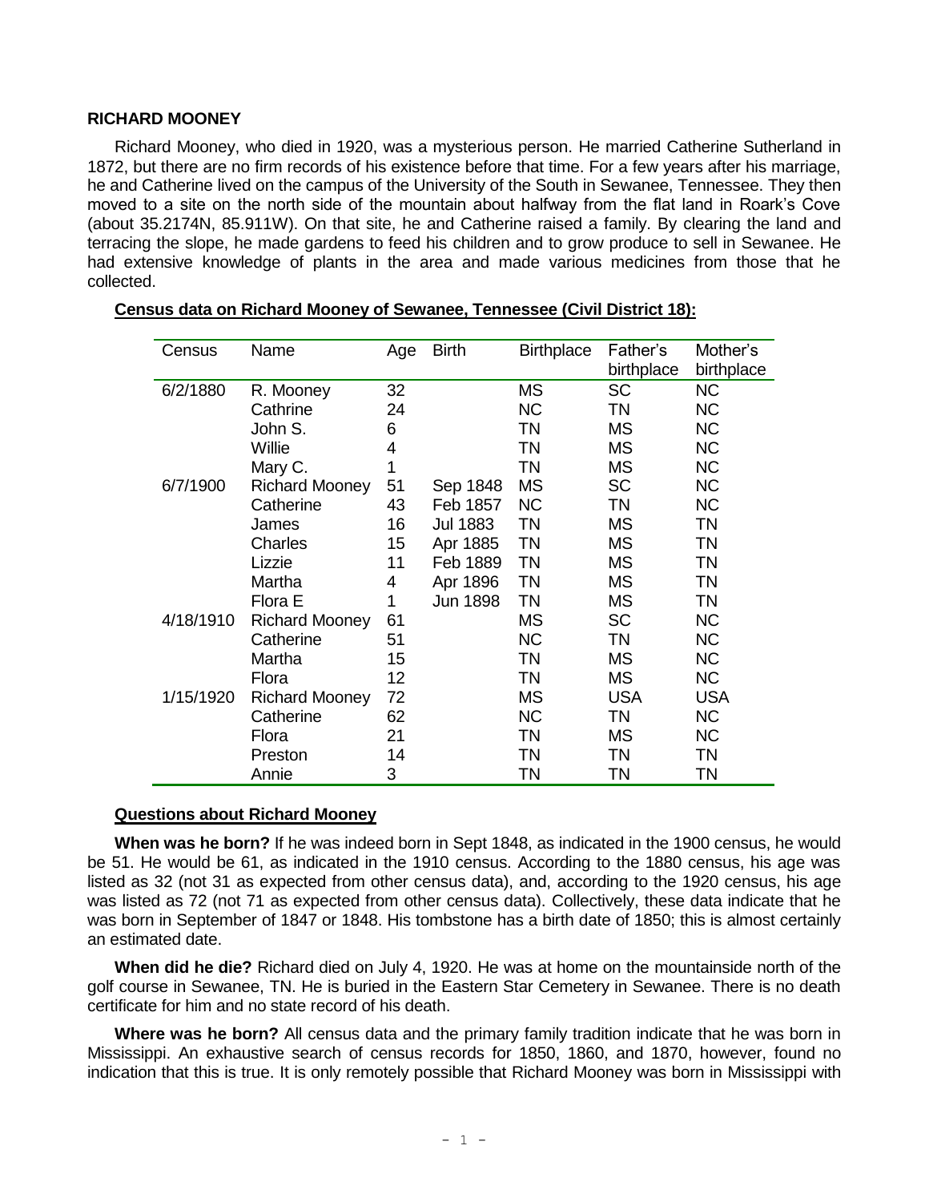**RICHARD MOONEY**

Richard Mooney, who died in 1920, was a mysterious person. He married Catherine Sutherland in 1872, but there are no firm records of his existence before that time. For a few years after his marriage, he and Catherine lived on the campus of the University of the South in Sewanee, Tennessee. They then moved to a site on the north side of the mountain about halfway from the flat land in Roark's Cove (about 35.2174N, 85.911W). On that site, he and Catherine raised a family. By clearing the land and terracing the slope, he made gardens to feed his children and to grow produce to sell in Sewanee. He had extensive knowledge of plants in the area and made various medicines from those that he collected.

**Census data on Richard Mooney of Sewanee, Tennessee (Civil District 18):**

| Census | Name | Age | Birth | Birthplace | Father's birthplace | Mother's birthplace |
|---|---|---|---|---|---|---|
| 6/2/1880 | R. Mooney | 32 | | MS | SC | NC |
| | Cathrine | 24 | | NC | TN | NC |
| | John S. | 6 | | TN | MS | NC |
| | Willie | 4 | | TN | MS | NC |
| | Mary C. | 1 | | TN | MS | NC |
| 6/7/1900 | Richard Mooney | 51 | Sep 1848 | MS | SC | NC |
| | Catherine | 43 | Feb 1857 | NC | TN | NC |
| | James | 16 | Jul 1883 | TN | MS | TN |
| | Charles | 15 | Apr 1885 | TN | MS | TN |
| | Lizzie | 11 | Feb 1889 | TN | MS | TN |
| | Martha | 4 | Apr 1896 | TN | MS | TN |
| | Flora E | 1 | Jun 1898 | TN | MS | TN |
| 4/18/1910 | Richard Mooney | 61 | | MS | SC | NC |
| | Catherine | 51 | | NC | TN | NC |
| | Martha | 15 | | TN | MS | NC |
| | Flora | 12 | | TN | MS | NC |
| 1/15/1920 | Richard Mooney | 72 | | MS | USA | USA |
| | Catherine | 62 | | NC | TN | NC |
| | Flora | 21 | | TN | MS | NC |
| | Preston | 14 | | TN | TN | TN |
| | Annie | 3 | | TN | TN | TN |

**Questions about Richard Mooney**

**When was he born?** If he was indeed born in Sept 1848, as indicated in the 1900 census, he would be 51. He would be 61, as indicated in the 1910 census. According to the 1880 census, his age was listed as 32 (not 31 as expected from other census data), and, according to the 1920 census, his age was listed as 72 (not 71 as expected from other census data). Collectively, these data indicate that he was born in September of 1847 or 1848. His tombstone has a birth date of 1850; this is almost certainly an estimated date.

**When did he die?** Richard died on July 4, 1920. He was at home on the mountainside north of the golf course in Sewanee, TN. He is buried in the Eastern Star Cemetery in Sewanee. There is no death certificate for him and no state record of his death.

**Where was he born?** All census data and the primary family tradition indicate that he was born in Mississippi. An exhaustive search of census records for 1850, 1860, and 1870, however, found no indication that this is true. It is only remotely possible that Richard Mooney was born in Mississippi with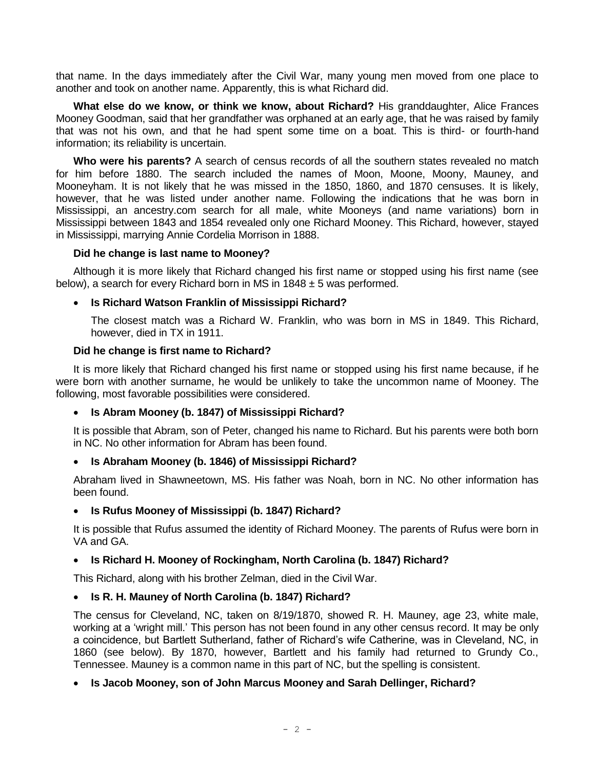that name. In the days immediately after the Civil War, many young men moved from one place to another and took on another name. Apparently, this is what Richard did.

**What else do we know, or think we know, about Richard?** His granddaughter, Alice Frances Mooney Goodman, said that her grandfather was orphaned at an early age, that he was raised by family that was not his own, and that he had spent some time on a boat. This is third- or fourth-hand information; its reliability is uncertain.

**Who were his parents?** A search of census records of all the southern states revealed no match for him before 1880. The search included the names of Moon, Moone, Moony, Mauney, and Mooneyham. It is not likely that he was missed in the 1850, 1860, and 1870 censuses. It is likely, however, that he was listed under another name. Following the indications that he was born in Mississippi, an ancestry.com search for all male, white Mooneys (and name variations) born in Mississippi between 1843 and 1854 revealed only one Richard Mooney. This Richard, however, stayed in Mississippi, marrying Annie Cordelia Morrison in 1888.

**Did he change is last name to Mooney?**

Although it is more likely that Richard changed his first name or stopped using his first name (see below), a search for every Richard born in MS in 1848 ± 5 was performed.

- **Is Richard Watson Franklin of Mississippi Richard?**

  The closest match was a Richard W. Franklin, who was born in MS in 1849. This Richard, however, died in TX in 1911.

**Did he change is first name to Richard?**

It is more likely that Richard changed his first name or stopped using his first name because, if he were born with another surname, he would be unlikely to take the uncommon name of Mooney. The following, most favorable possibilities were considered.

- **Is Abram Mooney (b. 1847) of Mississippi Richard?**

It is possible that Abram, son of Peter, changed his name to Richard. But his parents were both born in NC. No other information for Abram has been found.

- **Is Abraham Mooney (b. 1846) of Mississippi Richard?**

Abraham lived in Shawneetown, MS. His father was Noah, born in NC. No other information has been found.

- **Is Rufus Mooney of Mississippi (b. 1847) Richard?**

It is possible that Rufus assumed the identity of Richard Mooney. The parents of Rufus were born in VA and GA.

- **Is Richard H. Mooney of Rockingham, North Carolina (b. 1847) Richard?**

This Richard, along with his brother Zelman, died in the Civil War.

- **Is R. H. Mauney of North Carolina (b. 1847) Richard?**

The census for Cleveland, NC, taken on 8/19/1870, showed R. H. Mauney, age 23, white male, working at a 'wright mill.' This person has not been found in any other census record. It may be only a coincidence, but Bartlett Sutherland, father of Richard's wife Catherine, was in Cleveland, NC, in 1860 (see below). By 1870, however, Bartlett and his family had returned to Grundy Co., Tennessee. Mauney is a common name in this part of NC, but the spelling is consistent.

- **Is Jacob Mooney, son of John Marcus Mooney and Sarah Dellinger, Richard?**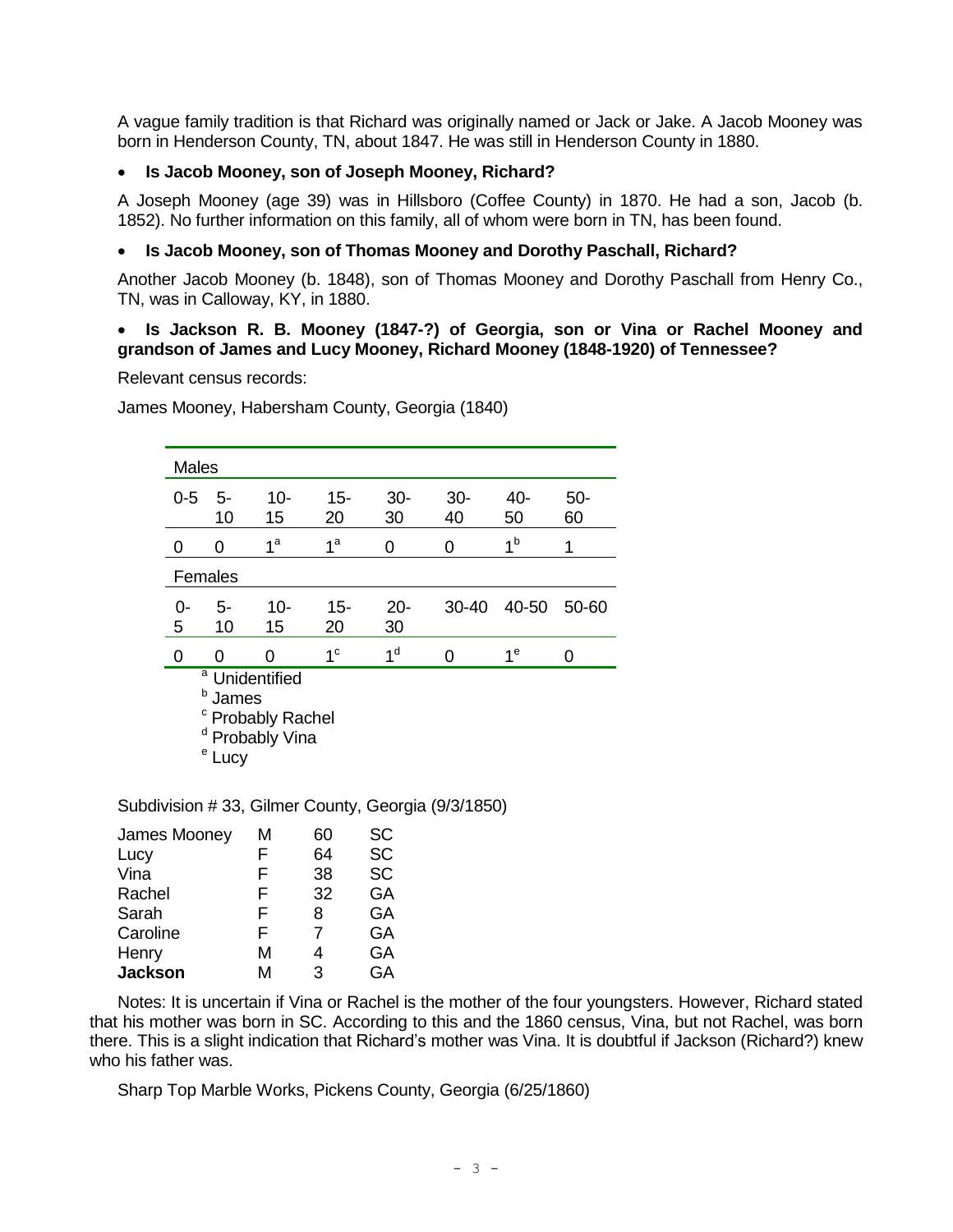A vague family tradition is that Richard was originally named or Jack or Jake. A Jacob Mooney was born in Henderson County, TN, about 1847. He was still in Henderson County in 1880.

- **Is Jacob Mooney, son of Joseph Mooney, Richard?**

A Joseph Mooney (age 39) was in Hillsboro (Coffee County) in 1870. He had a son, Jacob (b. 1852). No further information on this family, all of whom were born in TN, has been found.

- **Is Jacob Mooney, son of Thomas Mooney and Dorothy Paschall, Richard?**

Another Jacob Mooney (b. 1848), son of Thomas Mooney and Dorothy Paschall from Henry Co., TN, was in Calloway, KY, in 1880.

- **Is Jackson R. B. Mooney (1847-?) of Georgia, son or Vina or Rachel Mooney and grandson of James and Lucy Mooney, Richard Mooney (1848-1920) of Tennessee?**

Relevant census records:

James Mooney, Habersham County, Georgia (1840)

| Males | | | | | | | |
|---|---|---|---|---|---|---|---|
| 0-5 | 5-10 | 10-15 | 15-20 | 30-30 | 30-40 | 40-50 | 50-60 |
| 0 | 0 | 1[a] | 1[a] | 0 | 0 | 1[b] | 1 |
| **Females** | | | | | | | |
| 0-5 | 5-10 | 10-15 | 15-20 | 20-30 | 30-40 | 40-50 | 50-60 |
| 0 | 0 | 0 | 1[c] | 1[d] | 0 | 1[e] | 0 |

[a] Unidentified
[b] James
[c] Probably Rachel
[d] Probably Vina
[e] Lucy

Subdivision # 33, Gilmer County, Georgia (9/3/1850)

| | | | |
|---|---|---|---|
| James Mooney | M | 60 | SC |
| Lucy | F | 64 | SC |
| Vina | F | 38 | SC |
| Rachel | F | 32 | GA |
| Sarah | F | 8 | GA |
| Caroline | F | 7 | GA |
| Henry | M | 4 | GA |
| **Jackson** | M | 3 | GA |

Notes: It is uncertain if Vina or Rachel is the mother of the four youngsters. However, Richard stated that his mother was born in SC. According to this and the 1860 census, Vina, but not Rachel, was born there. This is a slight indication that Richard's mother was Vina. It is doubtful if Jackson (Richard?) knew who his father was.

Sharp Top Marble Works, Pickens County, Georgia (6/25/1860)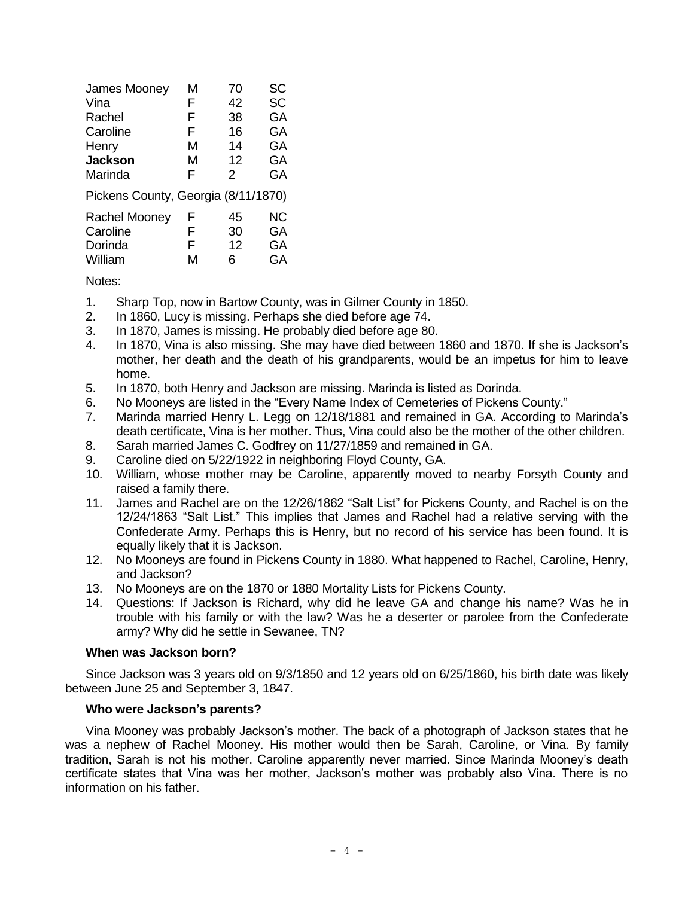| | | | |
|---|---|---|---|
| James Mooney | M | 70 | SC |
| Vina | F | 42 | SC |
| Rachel | F | 38 | GA |
| Caroline | F | 16 | GA |
| Henry | M | 14 | GA |
| **Jackson** | M | 12 | GA |
| Marinda | F | 2 | GA |

Pickens County, Georgia (8/11/1870)

| | | | |
|---|---|---|---|
| Rachel Mooney | F | 45 | NC |
| Caroline | F | 30 | GA |
| Dorinda | F | 12 | GA |
| William | M | 6 | GA |

Notes:

1. Sharp Top, now in Bartow County, was in Gilmer County in 1850.
2. In 1860, Lucy is missing. Perhaps she died before age 74.
3. In 1870, James is missing. He probably died before age 80.
4. In 1870, Vina is also missing. She may have died between 1860 and 1870. If she is Jackson's mother, her death and the death of his grandparents, would be an impetus for him to leave home.
5. In 1870, both Henry and Jackson are missing. Marinda is listed as Dorinda.
6. No Mooneys are listed in the "Every Name Index of Cemeteries of Pickens County."
7. Marinda married Henry L. Legg on 12/18/1881 and remained in GA. According to Marinda's death certificate, Vina is her mother. Thus, Vina could also be the mother of the other children.
8. Sarah married James C. Godfrey on 11/27/1859 and remained in GA.
9. Caroline died on 5/22/1922 in neighboring Floyd County, GA.
10. William, whose mother may be Caroline, apparently moved to nearby Forsyth County and raised a family there.
11. James and Rachel are on the 12/26/1862 "Salt List" for Pickens County, and Rachel is on the 12/24/1863 "Salt List." This implies that James and Rachel had a relative serving with the Confederate Army. Perhaps this is Henry, but no record of his service has been found. It is equally likely that it is Jackson.
12. No Mooneys are found in Pickens County in 1880. What happened to Rachel, Caroline, Henry, and Jackson?
13. No Mooneys are on the 1870 or 1880 Mortality Lists for Pickens County.
14. Questions: If Jackson is Richard, why did he leave GA and change his name? Was he in trouble with his family or with the law? Was he a deserter or parolee from the Confederate army? Why did he settle in Sewanee, TN?

### When was Jackson born?

Since Jackson was 3 years old on 9/3/1850 and 12 years old on 6/25/1860, his birth date was likely between June 25 and September 3, 1847.

### Who were Jackson's parents?

Vina Mooney was probably Jackson's mother. The back of a photograph of Jackson states that he was a nephew of Rachel Mooney. His mother would then be Sarah, Caroline, or Vina. By family tradition, Sarah is not his mother. Caroline apparently never married. Since Marinda Mooney's death certificate states that Vina was her mother, Jackson's mother was probably also Vina. There is no information on his father.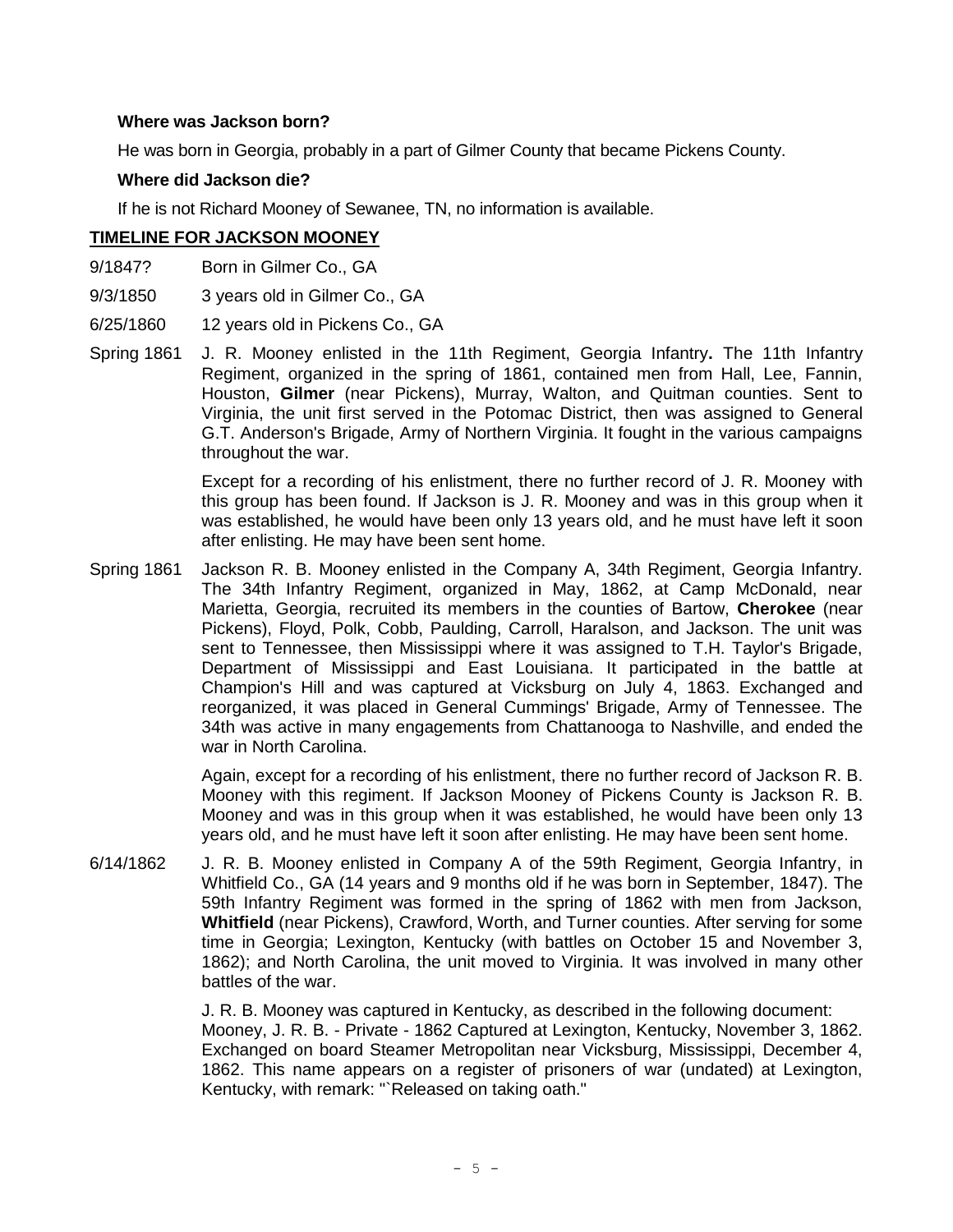**Where was Jackson born?**

He was born in Georgia, probably in a part of Gilmer County that became Pickens County.

**Where did Jackson die?**

If he is not Richard Mooney of Sewanee, TN, no information is available.

## TIMELINE FOR JACKSON MOONEY

9/1847? Born in Gilmer Co., GA

9/3/1850 3 years old in Gilmer Co., GA

6/25/1860 12 years old in Pickens Co., GA

Spring 1861 J. R. Mooney enlisted in the 11th Regiment, Georgia Infantry**.** The 11th Infantry Regiment, organized in the spring of 1861, contained men from Hall, Lee, Fannin, Houston, **Gilmer** (near Pickens), Murray, Walton, and Quitman counties. Sent to Virginia, the unit first served in the Potomac District, then was assigned to General G.T. Anderson's Brigade, Army of Northern Virginia. It fought in the various campaigns throughout the war.

Except for a recording of his enlistment, there no further record of J. R. Mooney with this group has been found. If Jackson is J. R. Mooney and was in this group when it was established, he would have been only 13 years old, and he must have left it soon after enlisting. He may have been sent home.

Spring 1861 Jackson R. B. Mooney enlisted in the Company A, 34th Regiment, Georgia Infantry. The 34th Infantry Regiment, organized in May, 1862, at Camp McDonald, near Marietta, Georgia, recruited its members in the counties of Bartow, **Cherokee** (near Pickens), Floyd, Polk, Cobb, Paulding, Carroll, Haralson, and Jackson. The unit was sent to Tennessee, then Mississippi where it was assigned to T.H. Taylor's Brigade, Department of Mississippi and East Louisiana. It participated in the battle at Champion's Hill and was captured at Vicksburg on July 4, 1863. Exchanged and reorganized, it was placed in General Cummings' Brigade, Army of Tennessee. The 34th was active in many engagements from Chattanooga to Nashville, and ended the war in North Carolina.

Again, except for a recording of his enlistment, there no further record of Jackson R. B. Mooney with this regiment. If Jackson Mooney of Pickens County is Jackson R. B. Mooney and was in this group when it was established, he would have been only 13 years old, and he must have left it soon after enlisting. He may have been sent home.

6/14/1862 J. R. B. Mooney enlisted in Company A of the 59th Regiment, Georgia Infantry, in Whitfield Co., GA (14 years and 9 months old if he was born in September, 1847). The 59th Infantry Regiment was formed in the spring of 1862 with men from Jackson, **Whitfield** (near Pickens), Crawford, Worth, and Turner counties. After serving for some time in Georgia; Lexington, Kentucky (with battles on October 15 and November 3, 1862); and North Carolina, the unit moved to Virginia. It was involved in many other battles of the war.

J. R. B. Mooney was captured in Kentucky, as described in the following document:
Mooney, J. R. B. - Private - 1862 Captured at Lexington, Kentucky, November 3, 1862. Exchanged on board Steamer Metropolitan near Vicksburg, Mississippi, December 4, 1862. This name appears on a register of prisoners of war (undated) at Lexington, Kentucky, with remark: "`Released on taking oath."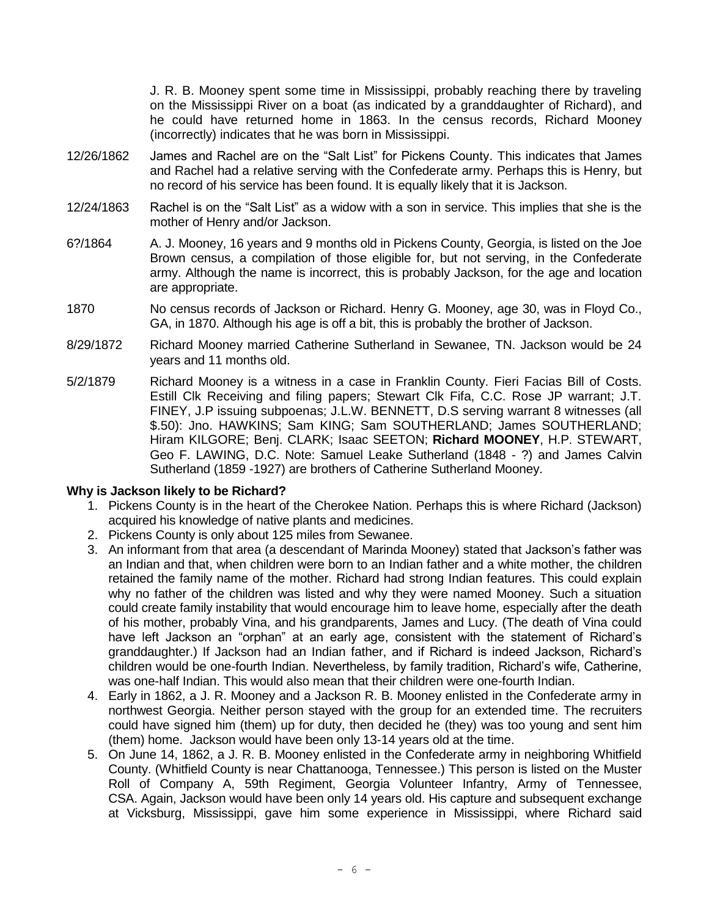J. R. B. Mooney spent some time in Mississippi, probably reaching there by traveling on the Mississippi River on a boat (as indicated by a granddaughter of Richard), and he could have returned home in 1863. In the census records, Richard Mooney (incorrectly) indicates that he was born in Mississippi.

12/26/1862 James and Rachel are on the "Salt List" for Pickens County. This indicates that James and Rachel had a relative serving with the Confederate army. Perhaps this is Henry, but no record of his service has been found. It is equally likely that it is Jackson.

12/24/1863 Rachel is on the "Salt List" as a widow with a son in service. This implies that she is the mother of Henry and/or Jackson.

6?/1864 A. J. Mooney, 16 years and 9 months old in Pickens County, Georgia, is listed on the Joe Brown census, a compilation of those eligible for, but not serving, in the Confederate army. Although the name is incorrect, this is probably Jackson, for the age and location are appropriate.

1870 No census records of Jackson or Richard. Henry G. Mooney, age 30, was in Floyd Co., GA, in 1870. Although his age is off a bit, this is probably the brother of Jackson.

8/29/1872 Richard Mooney married Catherine Sutherland in Sewanee, TN. Jackson would be 24 years and 11 months old.

5/2/1879 Richard Mooney is a witness in a case in Franklin County. Fieri Facias Bill of Costs. Estill Clk Receiving and filing papers; Stewart Clk Fifa, C.C. Rose JP warrant; J.T. FINEY, J.P issuing subpoenas; J.L.W. BENNETT, D.S serving warrant 8 witnesses (all \$.50): Jno. HAWKINS; Sam KING; Sam SOUTHERLAND; James SOUTHERLAND; Hiram KILGORE; Benj. CLARK; Isaac SEETON; **Richard MOONEY**, H.P. STEWART, Geo F. LAWING, D.C. Note: Samuel Leake Sutherland (1848 - ?) and James Calvin Sutherland (1859 -1927) are brothers of Catherine Sutherland Mooney.

**Why is Jackson likely to be Richard?**

1. Pickens County is in the heart of the Cherokee Nation. Perhaps this is where Richard (Jackson) acquired his knowledge of native plants and medicines.
2. Pickens County is only about 125 miles from Sewanee.
3. An informant from that area (a descendant of Marinda Mooney) stated that Jackson's father was an Indian and that, when children were born to an Indian father and a white mother, the children retained the family name of the mother. Richard had strong Indian features. This could explain why no father of the children was listed and why they were named Mooney. Such a situation could create family instability that would encourage him to leave home, especially after the death of his mother, probably Vina, and his grandparents, James and Lucy. (The death of Vina could have left Jackson an "orphan" at an early age, consistent with the statement of Richard's granddaughter.) If Jackson had an Indian father, and if Richard is indeed Jackson, Richard's children would be one-fourth Indian. Nevertheless, by family tradition, Richard's wife, Catherine, was one-half Indian. This would also mean that their children were one-fourth Indian.
4. Early in 1862, a J. R. Mooney and a Jackson R. B. Mooney enlisted in the Confederate army in northwest Georgia. Neither person stayed with the group for an extended time. The recruiters could have signed him (them) up for duty, then decided he (they) was too young and sent him (them) home. Jackson would have been only 13-14 years old at the time.
5. On June 14, 1862, a J. R. B. Mooney enlisted in the Confederate army in neighboring Whitfield County. (Whitfield County is near Chattanooga, Tennessee.) This person is listed on the Muster Roll of Company A, 59th Regiment, Georgia Volunteer Infantry, Army of Tennessee, CSA. Again, Jackson would have been only 14 years old. His capture and subsequent exchange at Vicksburg, Mississippi, gave him some experience in Mississippi, where Richard said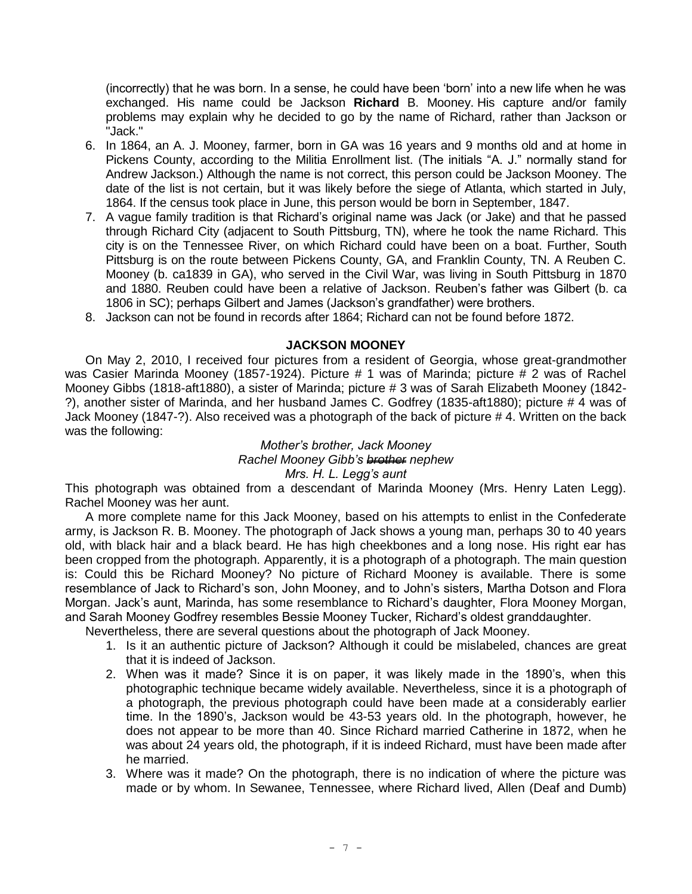(incorrectly) that he was born. In a sense, he could have been 'born' into a new life when he was exchanged. His name could be Jackson **Richard** B. Mooney. His capture and/or family problems may explain why he decided to go by the name of Richard, rather than Jackson or "Jack."

6. In 1864, an A. J. Mooney, farmer, born in GA was 16 years and 9 months old and at home in Pickens County, according to the Militia Enrollment list. (The initials "A. J." normally stand for Andrew Jackson.) Although the name is not correct, this person could be Jackson Mooney. The date of the list is not certain, but it was likely before the siege of Atlanta, which started in July, 1864. If the census took place in June, this person would be born in September, 1847.
7. A vague family tradition is that Richard's original name was Jack (or Jake) and that he passed through Richard City (adjacent to South Pittsburg, TN), where he took the name Richard. This city is on the Tennessee River, on which Richard could have been on a boat. Further, South Pittsburg is on the route between Pickens County, GA, and Franklin County, TN. A Reuben C. Mooney (b. ca1839 in GA), who served in the Civil War, was living in South Pittsburg in 1870 and 1880. Reuben could have been a relative of Jackson. Reuben's father was Gilbert (b. ca 1806 in SC); perhaps Gilbert and James (Jackson's grandfather) were brothers.
8. Jackson can not be found in records after 1864; Richard can not be found before 1872.

## JACKSON MOONEY

On May 2, 2010, I received four pictures from a resident of Georgia, whose great-grandmother was Casier Marinda Mooney (1857-1924). Picture # 1 was of Marinda; picture # 2 was of Rachel Mooney Gibbs (1818-aft1880), a sister of Marinda; picture # 3 was of Sarah Elizabeth Mooney (1842-?), another sister of Marinda, and her husband James C. Godfrey (1835-aft1880); picture # 4 was of Jack Mooney (1847-?). Also received was a photograph of the back of picture # 4. Written on the back was the following:

*Mother's brother, Jack Mooney*
*Rachel Mooney Gibb's ~~brother~~ nephew*
*Mrs. H. L. Legg's aunt*

This photograph was obtained from a descendant of Marinda Mooney (Mrs. Henry Laten Legg). Rachel Mooney was her aunt.

A more complete name for this Jack Mooney, based on his attempts to enlist in the Confederate army, is Jackson R. B. Mooney. The photograph of Jack shows a young man, perhaps 30 to 40 years old, with black hair and a black beard. He has high cheekbones and a long nose. His right ear has been cropped from the photograph. Apparently, it is a photograph of a photograph. The main question is: Could this be Richard Mooney? No picture of Richard Mooney is available. There is some resemblance of Jack to Richard's son, John Mooney, and to John's sisters, Martha Dotson and Flora Morgan. Jack's aunt, Marinda, has some resemblance to Richard's daughter, Flora Mooney Morgan, and Sarah Mooney Godfrey resembles Bessie Mooney Tucker, Richard's oldest granddaughter.

Nevertheless, there are several questions about the photograph of Jack Mooney.

1. Is it an authentic picture of Jackson? Although it could be mislabeled, chances are great that it is indeed of Jackson.
2. When was it made? Since it is on paper, it was likely made in the 1890's, when this photographic technique became widely available. Nevertheless, since it is a photograph of a photograph, the previous photograph could have been made at a considerably earlier time. In the 1890's, Jackson would be 43-53 years old. In the photograph, however, he does not appear to be more than 40. Since Richard married Catherine in 1872, when he was about 24 years old, the photograph, if it is indeed Richard, must have been made after he married.
3. Where was it made? On the photograph, there is no indication of where the picture was made or by whom. In Sewanee, Tennessee, where Richard lived, Allen (Deaf and Dumb)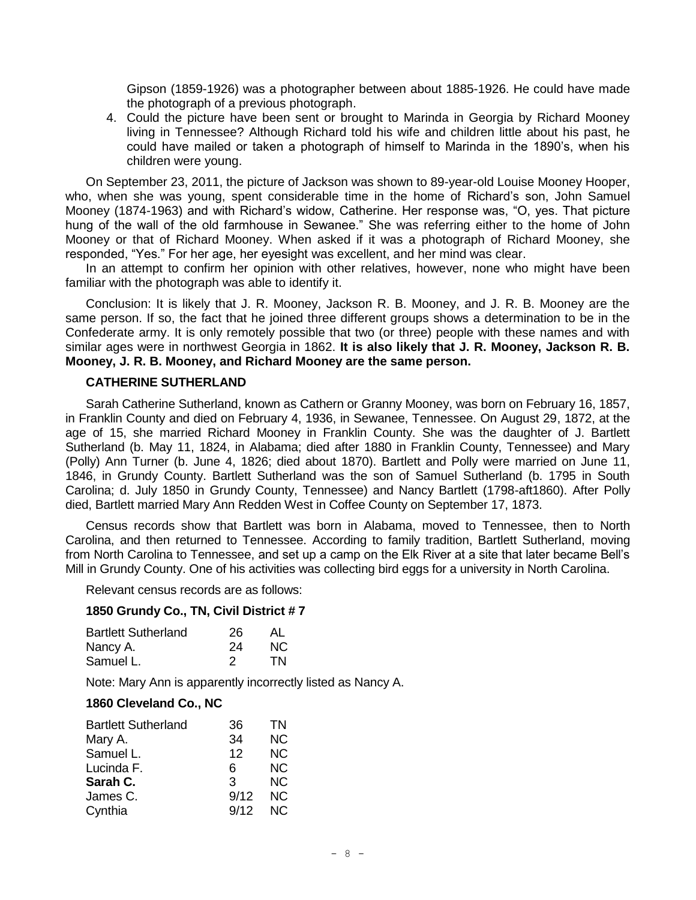Gipson (1859-1926) was a photographer between about 1885-1926. He could have made the photograph of a previous photograph.

4. Could the picture have been sent or brought to Marinda in Georgia by Richard Mooney living in Tennessee? Although Richard told his wife and children little about his past, he could have mailed or taken a photograph of himself to Marinda in the 1890's, when his children were young.

On September 23, 2011, the picture of Jackson was shown to 89-year-old Louise Mooney Hooper, who, when she was young, spent considerable time in the home of Richard's son, John Samuel Mooney (1874-1963) and with Richard's widow, Catherine. Her response was, "O, yes. That picture hung of the wall of the old farmhouse in Sewanee." She was referring either to the home of John Mooney or that of Richard Mooney. When asked if it was a photograph of Richard Mooney, she responded, "Yes." For her age, her eyesight was excellent, and her mind was clear.

In an attempt to confirm her opinion with other relatives, however, none who might have been familiar with the photograph was able to identify it.

Conclusion: It is likely that J. R. Mooney, Jackson R. B. Mooney, and J. R. B. Mooney are the same person. If so, the fact that he joined three different groups shows a determination to be in the Confederate army. It is only remotely possible that two (or three) people with these names and with similar ages were in northwest Georgia in 1862. **It is also likely that J. R. Mooney, Jackson R. B. Mooney, J. R. B. Mooney, and Richard Mooney are the same person.**

### CATHERINE SUTHERLAND

Sarah Catherine Sutherland, known as Cathern or Granny Mooney, was born on February 16, 1857, in Franklin County and died on February 4, 1936, in Sewanee, Tennessee. On August 29, 1872, at the age of 15, she married Richard Mooney in Franklin County. She was the daughter of J. Bartlett Sutherland (b. May 11, 1824, in Alabama; died after 1880 in Franklin County, Tennessee) and Mary (Polly) Ann Turner (b. June 4, 1826; died about 1870). Bartlett and Polly were married on June 11, 1846, in Grundy County. Bartlett Sutherland was the son of Samuel Sutherland (b. 1795 in South Carolina; d. July 1850 in Grundy County, Tennessee) and Nancy Bartlett (1798-aft1860). After Polly died, Bartlett married Mary Ann Redden West in Coffee County on September 17, 1873.

Census records show that Bartlett was born in Alabama, moved to Tennessee, then to North Carolina, and then returned to Tennessee. According to family tradition, Bartlett Sutherland, moving from North Carolina to Tennessee, and set up a camp on the Elk River at a site that later became Bell's Mill in Grundy County. One of his activities was collecting bird eggs for a university in North Carolina.

Relevant census records are as follows:

**1850 Grundy Co., TN, Civil District # 7**

| | | |
|---|---|---|
| Bartlett Sutherland | 26 | AL |
| Nancy A. | 24 | NC |
| Samuel L. | 2 | TN |

Note: Mary Ann is apparently incorrectly listed as Nancy A.

**1860 Cleveland Co., NC**

| | | |
|---|---|---|
| Bartlett Sutherland | 36 | TN |
| Mary A. | 34 | NC |
| Samuel L. | 12 | NC |
| Lucinda F. | 6 | NC |
| **Sarah C.** | 3 | NC |
| James C. | 9/12 | NC |
| Cynthia | 9/12 | NC |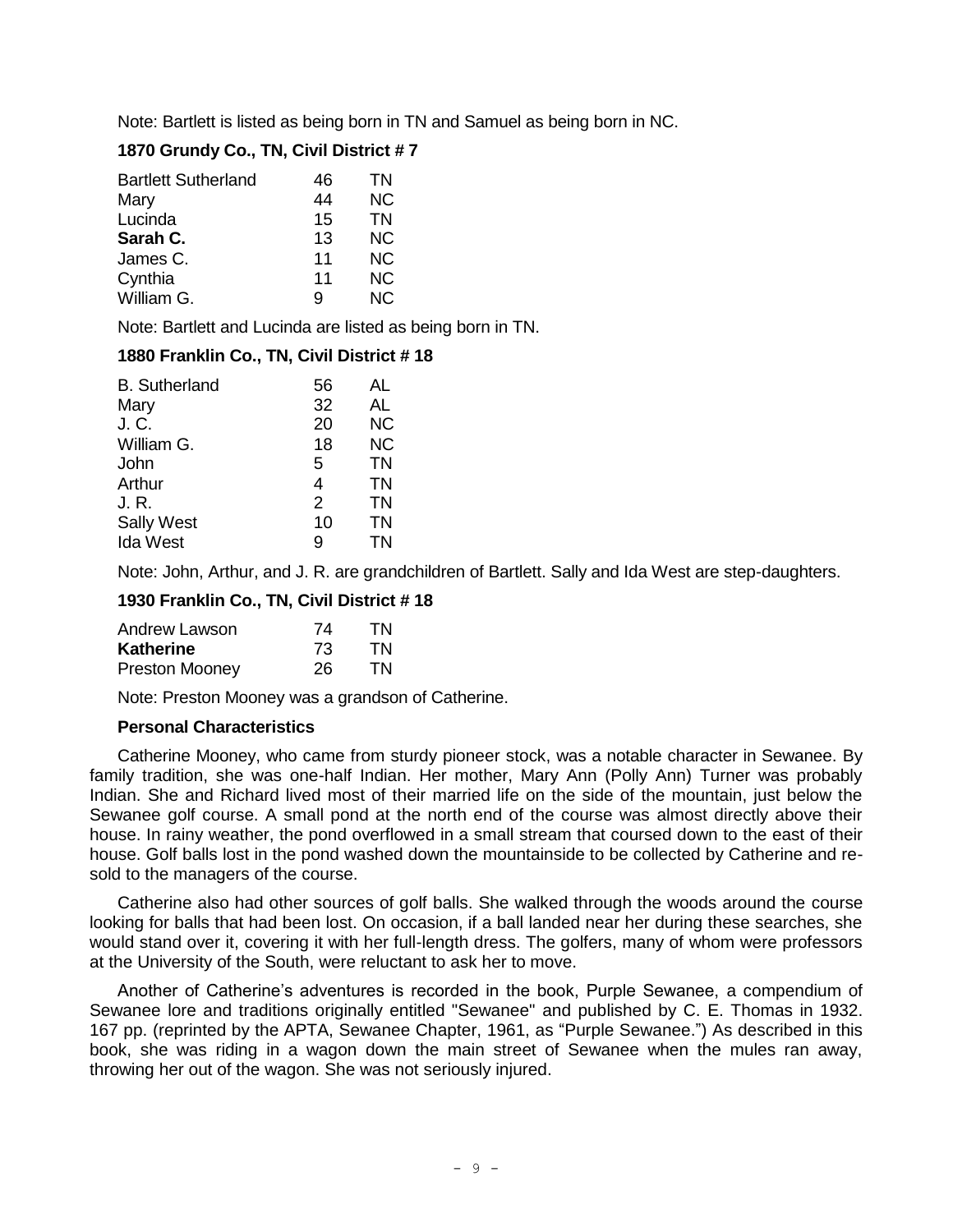Note: Bartlett is listed as being born in TN and Samuel as being born in NC.

### 1870 Grundy Co., TN, Civil District # 7

| | | |
|---|---|---|
| Bartlett Sutherland | 46 | TN |
| Mary | 44 | NC |
| Lucinda | 15 | TN |
| **Sarah C.** | 13 | NC |
| James C. | 11 | NC |
| Cynthia | 11 | NC |
| William G. | 9 | NC |

Note: Bartlett and Lucinda are listed as being born in TN.

### 1880 Franklin Co., TN, Civil District # 18

| | | |
|---|---|---|
| B. Sutherland | 56 | AL |
| Mary | 32 | AL |
| J. C. | 20 | NC |
| William G. | 18 | NC |
| John | 5 | TN |
| Arthur | 4 | TN |
| J. R. | 2 | TN |
| Sally West | 10 | TN |
| Ida West | 9 | TN |

Note: John, Arthur, and J. R. are grandchildren of Bartlett. Sally and Ida West are step-daughters.

### 1930 Franklin Co., TN, Civil District # 18

| | | |
|---|---|---|
| Andrew Lawson | 74 | TN |
| **Katherine** | 73 | TN |
| Preston Mooney | 26 | TN |

Note: Preston Mooney was a grandson of Catherine.

### Personal Characteristics

Catherine Mooney, who came from sturdy pioneer stock, was a notable character in Sewanee. By family tradition, she was one-half Indian. Her mother, Mary Ann (Polly Ann) Turner was probably Indian. She and Richard lived most of their married life on the side of the mountain, just below the Sewanee golf course. A small pond at the north end of the course was almost directly above their house. In rainy weather, the pond overflowed in a small stream that coursed down to the east of their house. Golf balls lost in the pond washed down the mountainside to be collected by Catherine and re-sold to the managers of the course.

Catherine also had other sources of golf balls. She walked through the woods around the course looking for balls that had been lost. On occasion, if a ball landed near her during these searches, she would stand over it, covering it with her full-length dress. The golfers, many of whom were professors at the University of the South, were reluctant to ask her to move.

Another of Catherine's adventures is recorded in the book, Purple Sewanee, a compendium of Sewanee lore and traditions originally entitled "Sewanee" and published by C. E. Thomas in 1932. 167 pp. (reprinted by the APTA, Sewanee Chapter, 1961, as "Purple Sewanee.") As described in this book, she was riding in a wagon down the main street of Sewanee when the mules ran away, throwing her out of the wagon. She was not seriously injured.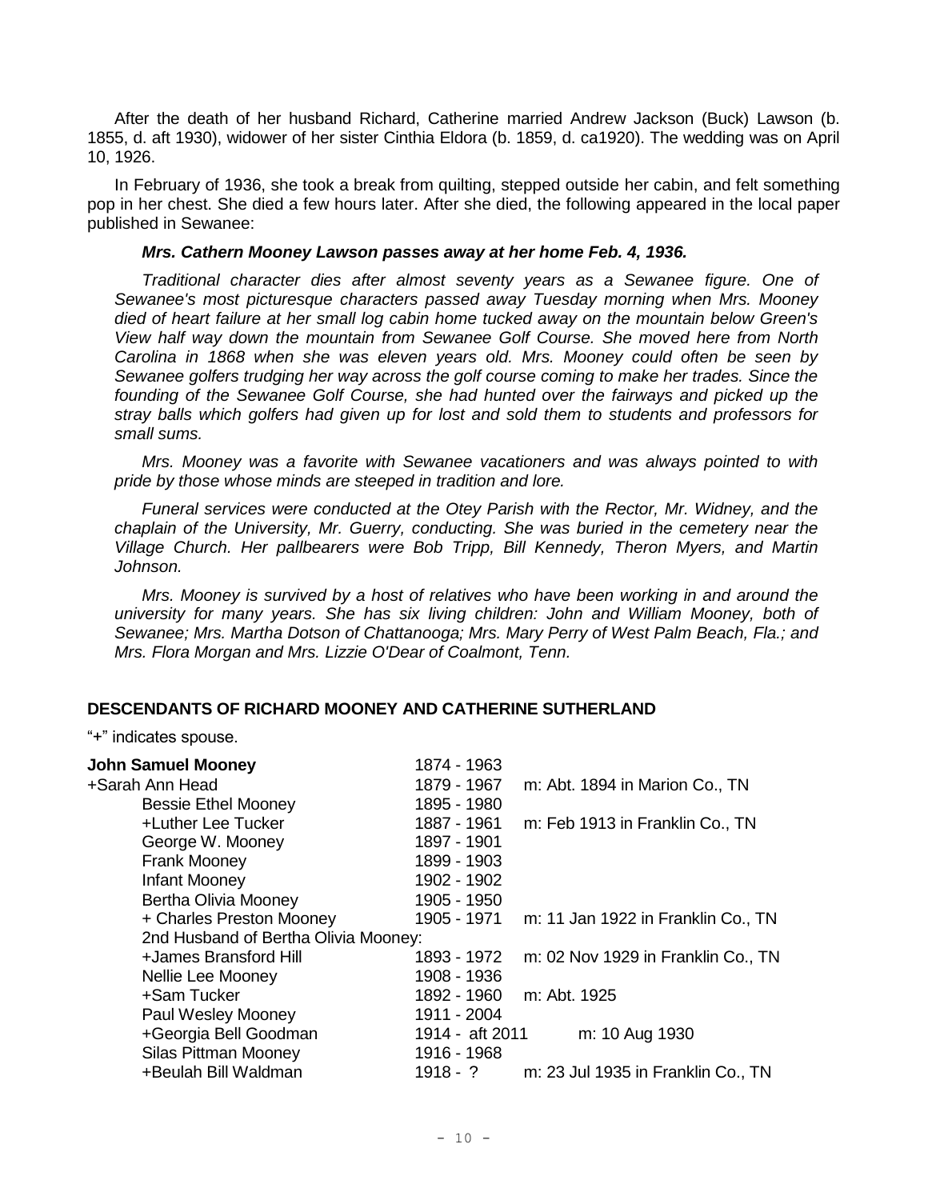After the death of her husband Richard, Catherine married Andrew Jackson (Buck) Lawson (b. 1855, d. aft 1930), widower of her sister Cinthia Eldora (b. 1859, d. ca1920). The wedding was on April 10, 1926.

In February of 1936, she took a break from quilting, stepped outside her cabin, and felt something pop in her chest. She died a few hours later. After she died, the following appeared in the local paper published in Sewanee:

***Mrs. Cathern Mooney Lawson passes away at her home Feb. 4, 1936.***

*Traditional character dies after almost seventy years as a Sewanee figure. One of Sewanee's most picturesque characters passed away Tuesday morning when Mrs. Mooney died of heart failure at her small log cabin home tucked away on the mountain below Green's View half way down the mountain from Sewanee Golf Course. She moved here from North Carolina in 1868 when she was eleven years old. Mrs. Mooney could often be seen by Sewanee golfers trudging her way across the golf course coming to make her trades. Since the founding of the Sewanee Golf Course, she had hunted over the fairways and picked up the stray balls which golfers had given up for lost and sold them to students and professors for small sums.*

*Mrs. Mooney was a favorite with Sewanee vacationers and was always pointed to with pride by those whose minds are steeped in tradition and lore.*

*Funeral services were conducted at the Otey Parish with the Rector, Mr. Widney, and the chaplain of the University, Mr. Guerry, conducting. She was buried in the cemetery near the Village Church. Her pallbearers were Bob Tripp, Bill Kennedy, Theron Myers, and Martin Johnson.*

*Mrs. Mooney is survived by a host of relatives who have been working in and around the university for many years. She has six living children: John and William Mooney, both of Sewanee; Mrs. Martha Dotson of Chattanooga; Mrs. Mary Perry of West Palm Beach, Fla.; and Mrs. Flora Morgan and Mrs. Lizzie O'Dear of Coalmont, Tenn.*

## DESCENDANTS OF RICHARD MOONEY AND CATHERINE SUTHERLAND

"+" indicates spouse.

| Name | Dates | Marriage |
|---|---|---|
| **John Samuel Mooney** | 1874 - 1963 | |
| +Sarah Ann Head | 1879 - 1967 | m: Abt. 1894 in Marion Co., TN |
| Bessie Ethel Mooney | 1895 - 1980 | |
| +Luther Lee Tucker | 1887 - 1961 | m: Feb 1913 in Franklin Co., TN |
| George W. Mooney | 1897 - 1901 | |
| Frank Mooney | 1899 - 1903 | |
| Infant Mooney | 1902 - 1902 | |
| Bertha Olivia Mooney | 1905 - 1950 | |
| + Charles Preston Mooney | 1905 - 1971 | m: 11 Jan 1922 in Franklin Co., TN |
| 2nd Husband of Bertha Olivia Mooney: | | |
| +James Bransford Hill | 1893 - 1972 | m: 02 Nov 1929 in Franklin Co., TN |
| Nellie Lee Mooney | 1908 - 1936 | |
| +Sam Tucker | 1892 - 1960 | m: Abt. 1925 |
| Paul Wesley Mooney | 1911 - 2004 | |
| +Georgia Bell Goodman | 1914 - aft 2011 | m: 10 Aug 1930 |
| Silas Pittman Mooney | 1916 - 1968 | |
| +Beulah Bill Waldman | 1918 - ? | m: 23 Jul 1935 in Franklin Co., TN |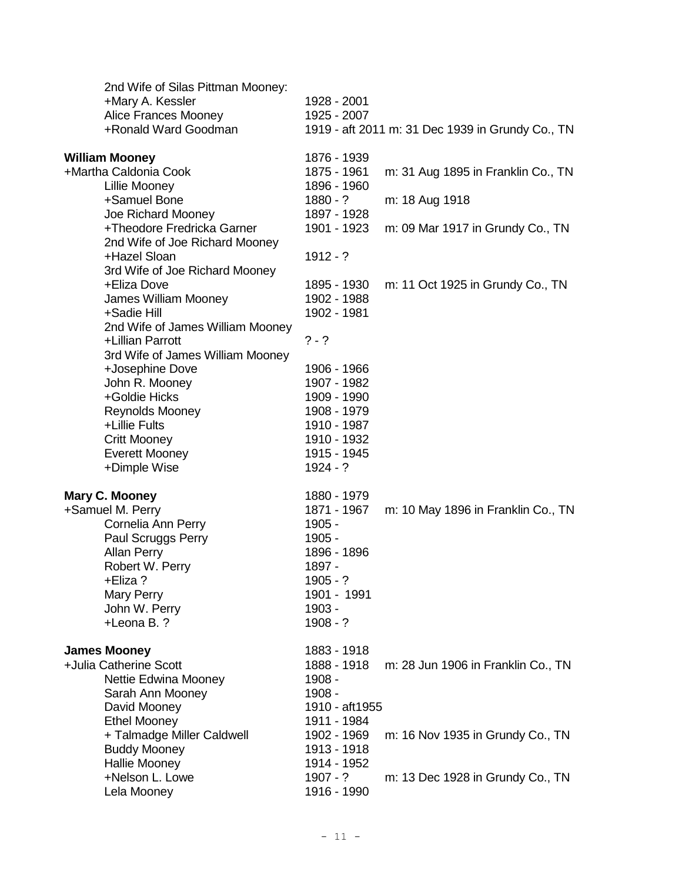2nd Wife of Silas Pittman Mooney:

| | | |
|---|---|---|
| +Mary A. Kessler | 1928 - 2001 | |
| Alice Frances Mooney | 1925 - 2007 | |
| +Ronald Ward Goodman | 1919 - aft 2011 | m: 31 Dec 1939 in Grundy Co., TN |

| | | |
|---|---|---|
| **William Mooney** | 1876 - 1939 | |
| +Martha Caldonia Cook | 1875 - 1961 | m: 31 Aug 1895 in Franklin Co., TN |
| Lillie Mooney | 1896 - 1960 | |
| +Samuel Bone | 1880 - ? | m: 18 Aug 1918 |
| Joe Richard Mooney | 1897 - 1928 | |
| +Theodore Fredricka Garner | 1901 - 1923 | m: 09 Mar 1917 in Grundy Co., TN |
| 2nd Wife of Joe Richard Mooney | | |
| +Hazel Sloan | 1912 - ? | |
| 3rd Wife of Joe Richard Mooney | | |
| +Eliza Dove | 1895 - 1930 | m: 11 Oct 1925 in Grundy Co., TN |
| James William Mooney | 1902 - 1988 | |
| +Sadie Hill | 1902 - 1981 | |
| 2nd Wife of James William Mooney | | |
| +Lillian Parrott | ? - ? | |
| 3rd Wife of James William Mooney | | |
| +Josephine Dove | 1906 - 1966 | |
| John R. Mooney | 1907 - 1982 | |
| +Goldie Hicks | 1909 - 1990 | |
| Reynolds Mooney | 1908 - 1979 | |
| +Lillie Fults | 1910 - 1987 | |
| Critt Mooney | 1910 - 1932 | |
| Everett Mooney | 1915 - 1945 | |
| +Dimple Wise | 1924 - ? | |

| | | |
|---|---|---|
| **Mary C. Mooney** | 1880 - 1979 | |
| +Samuel M. Perry | 1871 - 1967 | m: 10 May 1896 in Franklin Co., TN |
| Cornelia Ann Perry | 1905 - | |
| Paul Scruggs Perry | 1905 - | |
| Allan Perry | 1896 - 1896 | |
| Robert W. Perry | 1897 - | |
| +Eliza ? | 1905 - ? | |
| Mary Perry | 1901 - 1991 | |
| John W. Perry | 1903 - | |
| +Leona B. ? | 1908 - ? | |

| | | |
|---|---|---|
| **James Mooney** | 1883 - 1918 | |
| +Julia Catherine Scott | 1888 - 1918 | m: 28 Jun 1906 in Franklin Co., TN |
| Nettie Edwina Mooney | 1908 - | |
| Sarah Ann Mooney | 1908 - | |
| David Mooney | 1910 - aft1955 | |
| Ethel Mooney | 1911 - 1984 | |
| + Talmadge Miller Caldwell | 1902 - 1969 | m: 16 Nov 1935 in Grundy Co., TN |
| Buddy Mooney | 1913 - 1918 | |
| Hallie Mooney | 1914 - 1952 | |
| +Nelson L. Lowe | 1907 - ? | m: 13 Dec 1928 in Grundy Co., TN |
| Lela Mooney | 1916 - 1990 | |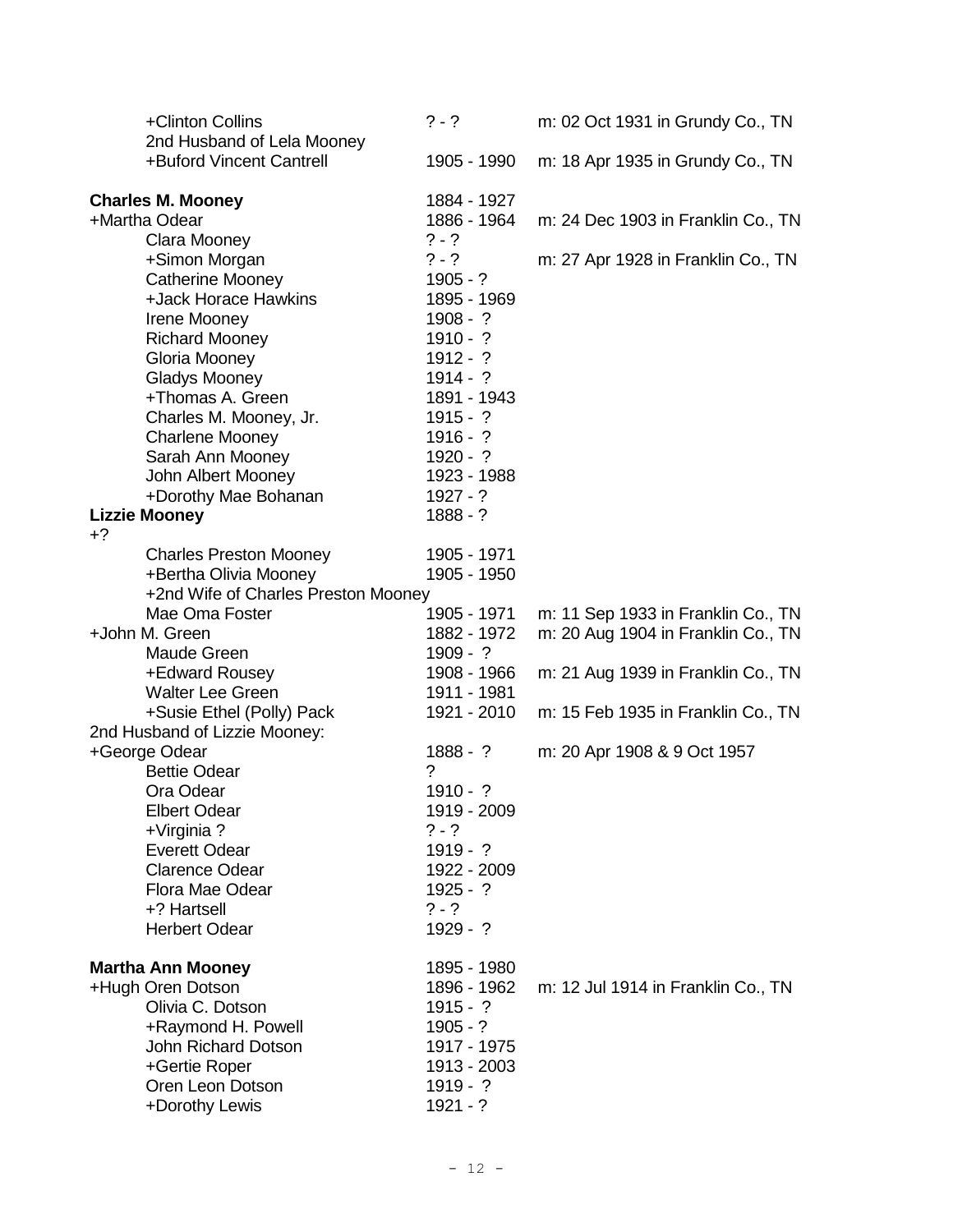| | | |
|---|---|---|
| +Clinton Collins | ? - ? | m: 02 Oct 1931 in Grundy Co., TN |
| 2nd Husband of Lela Mooney | | |
| +Buford Vincent Cantrell | 1905 - 1990 | m: 18 Apr 1935 in Grundy Co., TN |
| | | |
| **Charles M. Mooney** | 1884 - 1927 | |
| +Martha Odear | 1886 - 1964 | m: 24 Dec 1903 in Franklin Co., TN |
| Clara Mooney | ? - ? | |
| +Simon Morgan | ? - ? | m: 27 Apr 1928 in Franklin Co., TN |
| Catherine Mooney | 1905 - ? | |
| +Jack Horace Hawkins | 1895 - 1969 | |
| Irene Mooney | 1908 - ? | |
| Richard Mooney | 1910 - ? | |
| Gloria Mooney | 1912 - ? | |
| Gladys Mooney | 1914 - ? | |
| +Thomas A. Green | 1891 - 1943 | |
| Charles M. Mooney, Jr. | 1915 - ? | |
| Charlene Mooney | 1916 - ? | |
| Sarah Ann Mooney | 1920 - ? | |
| John Albert Mooney | 1923 - 1988 | |
| +Dorothy Mae Bohanan | 1927 - ? | |
| **Lizzie Mooney** | 1888 - ? | |
| +? | | |
| Charles Preston Mooney | 1905 - 1971 | |
| +Bertha Olivia Mooney | 1905 - 1950 | |
| +2nd Wife of Charles Preston Mooney | | |
| Mae Oma Foster | 1905 - 1971 | m: 11 Sep 1933 in Franklin Co., TN |
| +John M. Green | 1882 - 1972 | m: 20 Aug 1904 in Franklin Co., TN |
| Maude Green | 1909 - ? | |
| +Edward Rousey | 1908 - 1966 | m: 21 Aug 1939 in Franklin Co., TN |
| Walter Lee Green | 1911 - 1981 | |
| +Susie Ethel (Polly) Pack | 1921 - 2010 | m: 15 Feb 1935 in Franklin Co., TN |
| 2nd Husband of Lizzie Mooney: | | |
| +George Odear | 1888 - ? | m: 20 Apr 1908 & 9 Oct 1957 |
| Bettie Odear | ? | |
| Ora Odear | 1910 - ? | |
| Elbert Odear | 1919 - 2009 | |
| +Virginia ? | ? - ? | |
| Everett Odear | 1919 - ? | |
| Clarence Odear | 1922 - 2009 | |
| Flora Mae Odear | 1925 - ? | |
| +? Hartsell | ? - ? | |
| Herbert Odear | 1929 - ? | |
| | | |
| **Martha Ann Mooney** | 1895 - 1980 | |
| +Hugh Oren Dotson | 1896 - 1962 | m: 12 Jul 1914 in Franklin Co., TN |
| Olivia C. Dotson | 1915 - ? | |
| +Raymond H. Powell | 1905 - ? | |
| John Richard Dotson | 1917 - 1975 | |
| +Gertie Roper | 1913 - 2003 | |
| Oren Leon Dotson | 1919 - ? | |
| +Dorothy Lewis | 1921 - ? | |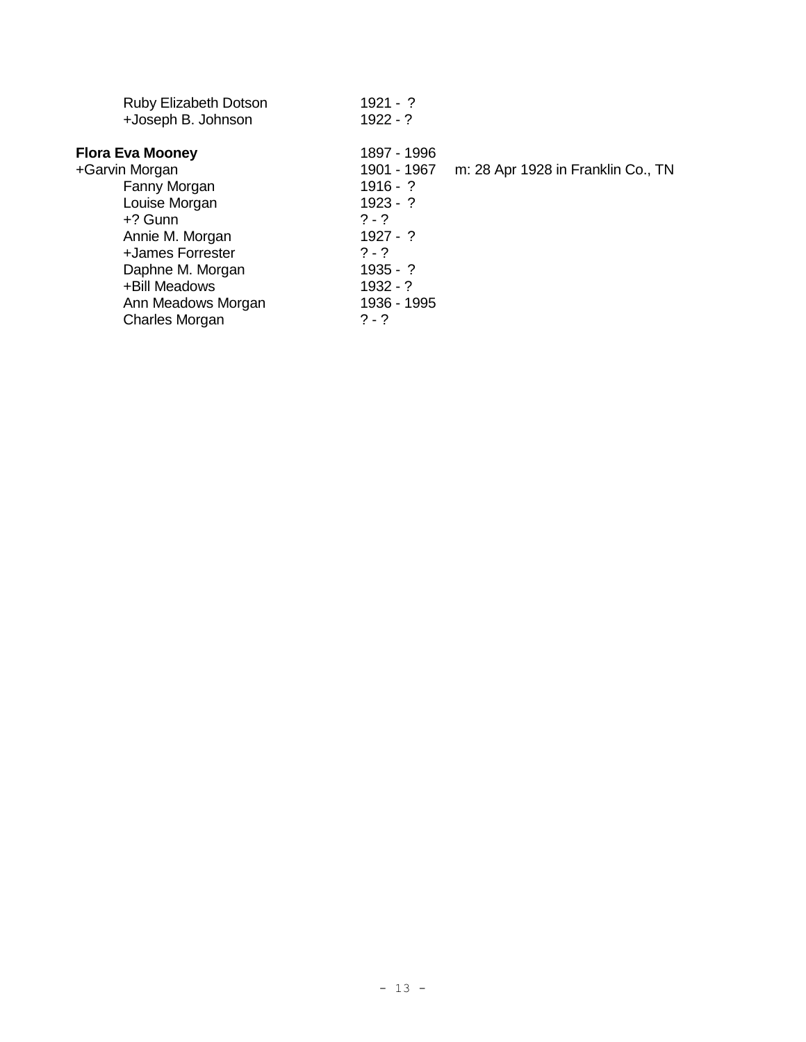Ruby Elizabeth Dotson 1921 - ?
+Joseph B. Johnson 1922 - ?

**Flora Eva Mooney** 1897 - 1996
+Garvin Morgan 1901 - 1967 m: 28 Apr 1928 in Franklin Co., TN
Fanny Morgan 1916 - ?
Louise Morgan 1923 - ?
+? Gunn ? - ?
Annie M. Morgan 1927 - ?
+James Forrester ? - ?
Daphne M. Morgan 1935 - ?
+Bill Meadows 1932 - ?
Ann Meadows Morgan 1936 - 1995
Charles Morgan ? - ?